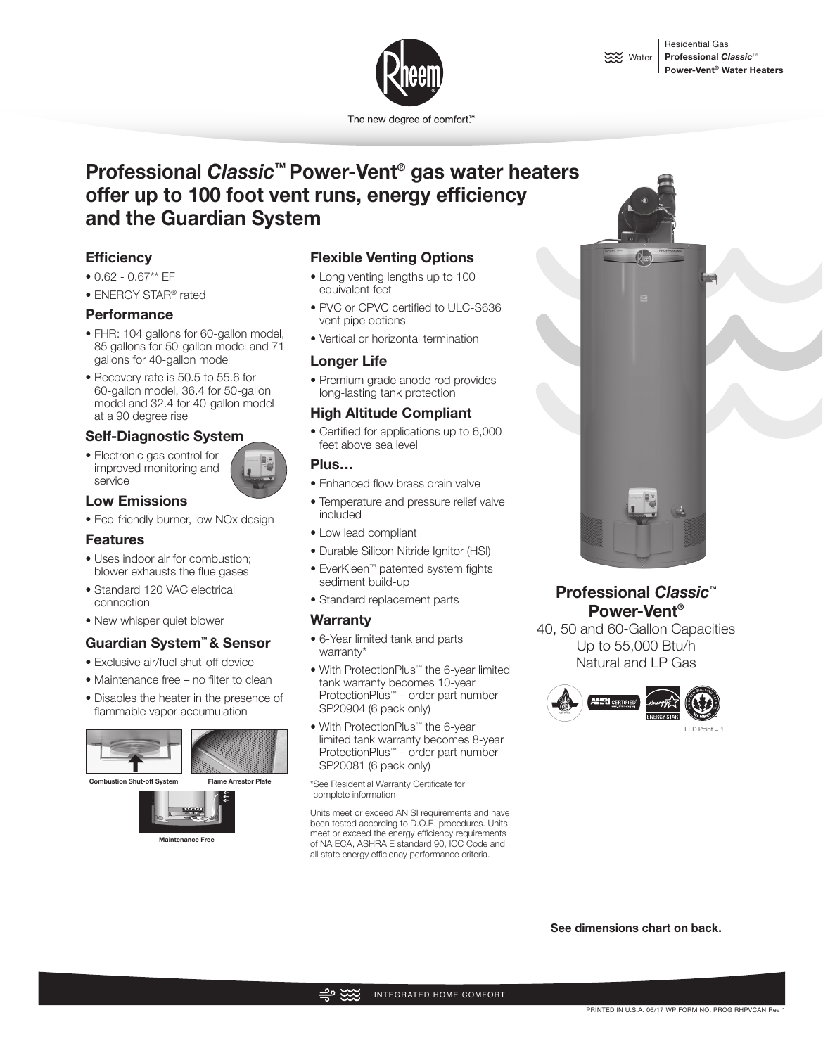Residential Gas
**Professional *Classic*™ Power-Vent® Water Heaters**

The new degree of comfort.™

# Professional *Classic*™ Power-Vent® gas water heaters offer up to 100 foot vent runs, energy efficiency and the Guardian System

### Efficiency

- 0.62 - 0.67** EF
- ENERGY STAR® rated

### Performance

- FHR: 104 gallons for 60-gallon model, 85 gallons for 50-gallon model and 71 gallons for 40-gallon model
- Recovery rate is 50.5 to 55.6 for 60-gallon model, 36.4 for 50-gallon model and 32.4 for 40-gallon model at a 90 degree rise

### Self-Diagnostic System

- Electronic gas control for improved monitoring and service

### Low Emissions

- Eco-friendly burner, low NOx design

### Features

- Uses indoor air for combustion; blower exhausts the flue gases
- Standard 120 VAC electrical connection
- New whisper quiet blower

### Guardian System™ & Sensor

- Exclusive air/fuel shut-off device
- Maintenance free – no filter to clean
- Disables the heater in the presence of flammable vapor accumulation

**Combustion Shut-off System** **Flame Arrestor Plate**

**Maintenance Free**

### Flexible Venting Options

- Long venting lengths up to 100 equivalent feet
- PVC or CPVC certified to ULC-S636 vent pipe options
- Vertical or horizontal termination

### Longer Life

- Premium grade anode rod provides long-lasting tank protection

### High Altitude Compliant

- Certified for applications up to 6,000 feet above sea level

### Plus…

- Enhanced flow brass drain valve
- Temperature and pressure relief valve included
- Low lead compliant
- Durable Silicon Nitride Ignitor (HSI)
- EverKleen™ patented system fights sediment build-up
- Standard replacement parts

### Warranty

- 6-Year limited tank and parts warranty*
- With ProtectionPlus™ the 6-year limited tank warranty becomes 10-year ProtectionPlus™ – order part number SP20904 (6 pack only)
- With ProtectionPlus™ the 6-year limited tank warranty becomes 8-year ProtectionPlus™ – order part number SP20081 (6 pack only)

*See Residential Warranty Certificate for complete information

Units meet or exceed AN SI requirements and have been tested according to D.O.E. procedures. Units meet or exceed the energy efficiency requirements of NA ECA, ASHRA E standard 90, ICC Code and all state energy efficiency performance criteria.

## Professional *Classic*™ Power-Vent®

40, 50 and 60-Gallon Capacities
Up to 55,000 Btu/h
Natural and LP Gas

LEED Point = 1

**See dimensions chart on back.**

INTEGRATED HOME COMFORT

PRINTED IN U.S.A. 06/17 WP FORM NO. PROG RHPVCAN Rev 1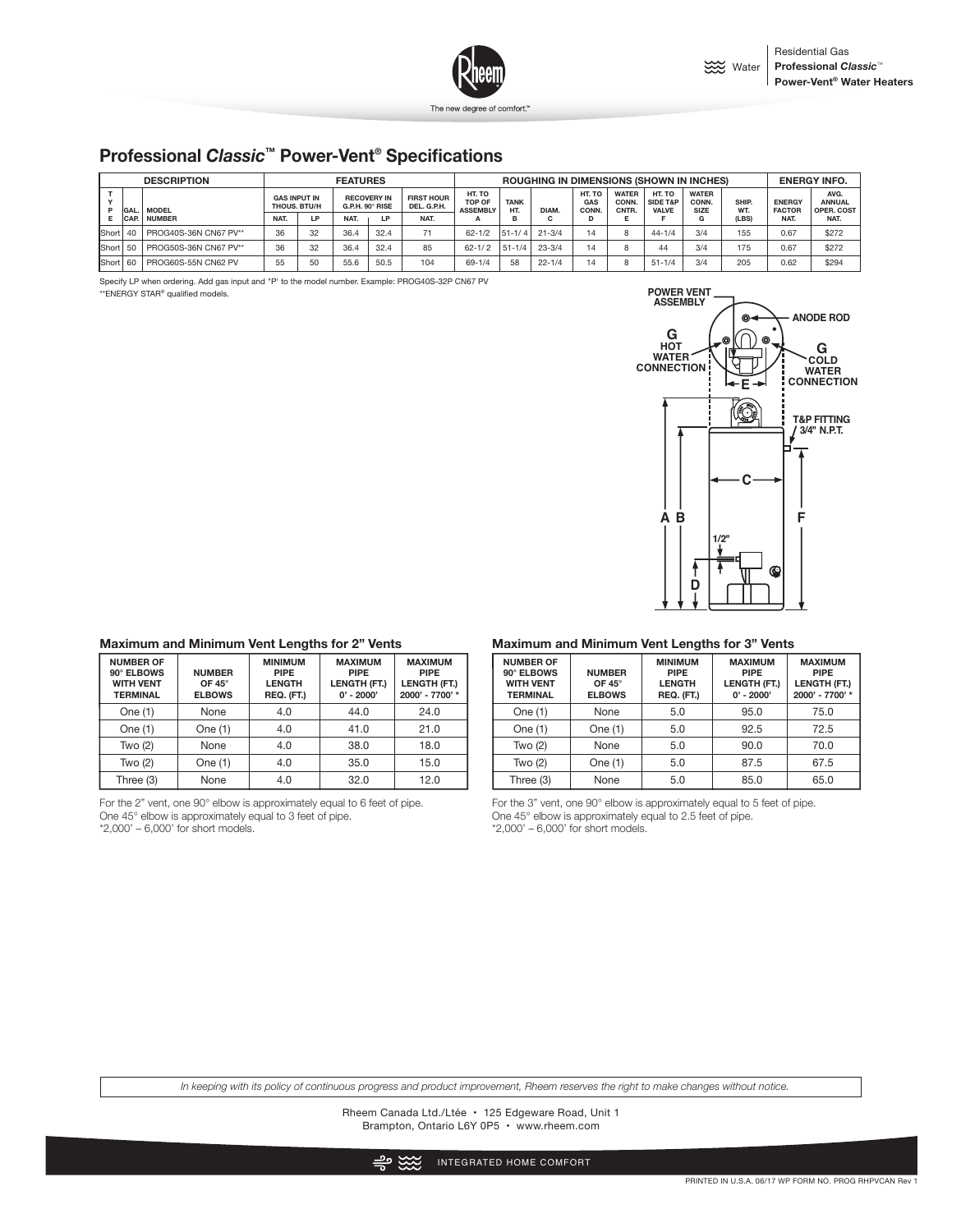## Professional *Classic*™ Power-Vent® Specifications

| DESCRIPTION | | | FEATURES | | | | | ROUGHING IN DIMENSIONS (SHOWN IN INCHES) | | | | | | | | | ENERGY INFO. | |
|---|---|---|---|---|---|---|---|---|---|---|---|---|---|---|---|---|---|---|
| TYPE | GAL. CAP. | MODEL NUMBER | GAS INPUT IN THOUS. BTU/H NAT. | GAS INPUT IN THOUS. BTU/H LP | RECOVERY IN G.P.H. 90° RISE NAT. | RECOVERY IN G.P.H. 90° RISE LP | FIRST HOUR DEL. G.P.H. NAT. | HT. TO TOP OF ASSEMBLY A | TANK HT. B | DIAM. C | HT. TO GAS CONN. D | WATER CONN. CNTR. E | HT. TO SIDE T&P VALVE F | WATER CONN. SIZE G | SHIP. WT. (LBS) | ENERGY FACTOR NAT. | AVG. ANNUAL OPER. COST NAT. |
| Short | 40 | PROG40S-36N CN67 PV** | 36 | 32 | 36.4 | 32.4 | 71 | 62-1/2 | 51-1/4 | 21-3/4 | 14 | 8 | 44-1/4 | 3/4 | 155 | 0.67 | $272 |
| Short | 50 | PROG50S-36N CN67 PV** | 36 | 32 | 36.4 | 32.4 | 85 | 62-1/2 | 51-1/4 | 23-3/4 | 14 | 8 | 44 | 3/4 | 175 | 0.67 | $272 |
| Short | 60 | PROG60S-55N CN62 PV | 55 | 50 | 55.6 | 50.5 | 104 | 69-1/4 | 58 | 22-1/4 | 14 | 8 | 51-1/4 | 3/4 | 205 | 0.62 | $294 |

Specify LP when ordering. Add gas input and "P" to the model number. Example: PROG40S-32P CN67 PV

**ENERGY STAR® qualified models.

POWER VENT ASSEMBLY
ANODE ROD
G HOT WATER CONNECTION
G COLD WATER CONNECTION
E
T&P FITTING 3/4" N.P.T.
C
A B
F
1/2"
D

### Maximum and Minimum Vent Lengths for 2" Vents

| NUMBER OF 90° ELBOWS WITH VENT TERMINAL | NUMBER OF 45° ELBOWS | MINIMUM PIPE LENGTH REQ. (FT.) | MAXIMUM PIPE LENGTH (FT.) 0' - 2000' | MAXIMUM PIPE LENGTH (FT.) 2000' - 7700' * |
|---|---|---|---|---|
| One (1) | None | 4.0 | 44.0 | 24.0 |
| One (1) | One (1) | 4.0 | 41.0 | 21.0 |
| Two (2) | None | 4.0 | 38.0 | 18.0 |
| Two (2) | One (1) | 4.0 | 35.0 | 15.0 |
| Three (3) | None | 4.0 | 32.0 | 12.0 |

For the 2" vent, one 90° elbow is approximately equal to 6 feet of pipe.
One 45° elbow is approximately equal to 3 feet of pipe.
*2,000' – 6,000' for short models.

### Maximum and Minimum Vent Lengths for 3" Vents

| NUMBER OF 90° ELBOWS WITH VENT TERMINAL | NUMBER OF 45° ELBOWS | MINIMUM PIPE LENGTH REQ. (FT.) | MAXIMUM PIPE LENGTH (FT.) 0' - 2000' | MAXIMUM PIPE LENGTH (FT.) 2000' - 7700' * |
|---|---|---|---|---|
| One (1) | None | 5.0 | 95.0 | 75.0 |
| One (1) | One (1) | 5.0 | 92.5 | 72.5 |
| Two (2) | None | 5.0 | 90.0 | 70.0 |
| Two (2) | One (1) | 5.0 | 87.5 | 67.5 |
| Three (3) | None | 5.0 | 85.0 | 65.0 |

For the 3" vent, one 90° elbow is approximately equal to 5 feet of pipe.
One 45° elbow is approximately equal to 2.5 feet of pipe.
*2,000' – 6,000' for short models.

*In keeping with its policy of continuous progress and product improvement, Rheem reserves the right to make changes without notice.*

Rheem Canada Ltd./Ltée • 125 Edgeware Road, Unit 1
Brampton, Ontario L6Y 0P5 • www.rheem.com

INTEGRATED HOME COMFORT

PRINTED IN U.S.A. 06/17 WP FORM NO. PROG RHPVCAN Rev 1